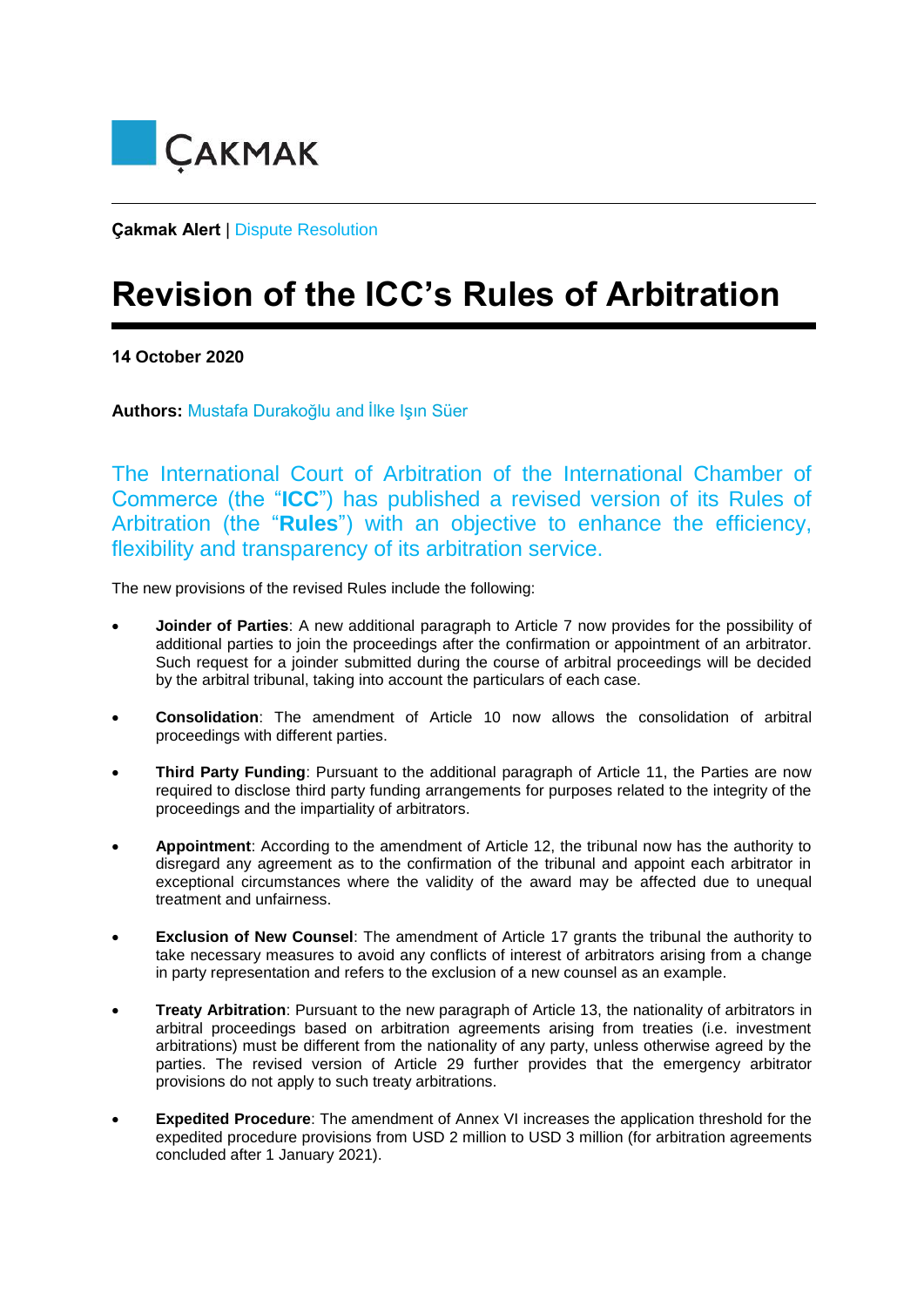ÇAKMAK

**Çakmak Alert** | Dispute Resolution

# Revision of the ICC's Rules of Arbitration

**14 October 2020**

**Authors:** Mustafa Durakoğlu and İlke Işın Süer

The International Court of Arbitration of the International Chamber of Commerce (the "**ICC**") has published a revised version of its Rules of Arbitration (the "**Rules**") with an objective to enhance the efficiency, flexibility and transparency of its arbitration service.

The new provisions of the revised Rules include the following:

- **Joinder of Parties**: A new additional paragraph to Article 7 now provides for the possibility of additional parties to join the proceedings after the confirmation or appointment of an arbitrator. Such request for a joinder submitted during the course of arbitral proceedings will be decided by the arbitral tribunal, taking into account the particulars of each case.

- **Consolidation**: The amendment of Article 10 now allows the consolidation of arbitral proceedings with different parties.

- **Third Party Funding**: Pursuant to the additional paragraph of Article 11, the Parties are now required to disclose third party funding arrangements for purposes related to the integrity of the proceedings and the impartiality of arbitrators.

- **Appointment**: According to the amendment of Article 12, the tribunal now has the authority to disregard any agreement as to the confirmation of the tribunal and appoint each arbitrator in exceptional circumstances where the validity of the award may be affected due to unequal treatment and unfairness.

- **Exclusion of New Counsel**: The amendment of Article 17 grants the tribunal the authority to take necessary measures to avoid any conflicts of interest of arbitrators arising from a change in party representation and refers to the exclusion of a new counsel as an example.

- **Treaty Arbitration**: Pursuant to the new paragraph of Article 13, the nationality of arbitrators in arbitral proceedings based on arbitration agreements arising from treaties (i.e. investment arbitrations) must be different from the nationality of any party, unless otherwise agreed by the parties. The revised version of Article 29 further provides that the emergency arbitrator provisions do not apply to such treaty arbitrations.

- **Expedited Procedure**: The amendment of Annex VI increases the application threshold for the expedited procedure provisions from USD 2 million to USD 3 million (for arbitration agreements concluded after 1 January 2021).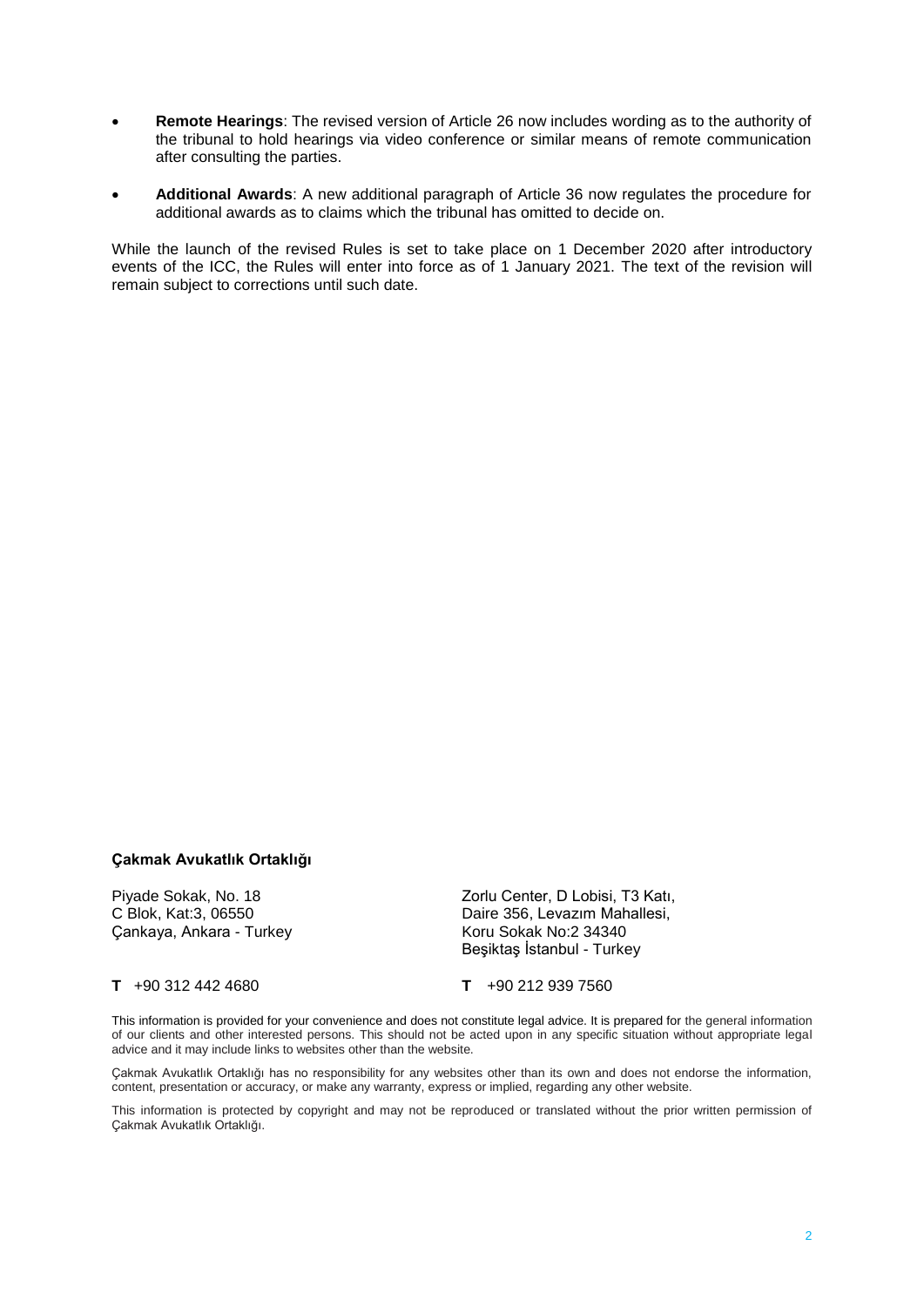- **Remote Hearings**: The revised version of Article 26 now includes wording as to the authority of the tribunal to hold hearings via video conference or similar means of remote communication after consulting the parties.

- **Additional Awards**: A new additional paragraph of Article 36 now regulates the procedure for additional awards as to claims which the tribunal has omitted to decide on.

While the launch of the revised Rules is set to take place on 1 December 2020 after introductory events of the ICC, the Rules will enter into force as of 1 January 2021. The text of the revision will remain subject to corrections until such date.

**Çakmak Avukatlık Ortaklığı**

Piyade Sokak, No. 18
C Blok, Kat:3, 06550
Çankaya, Ankara - Turkey

**T** +90 312 442 4680

Zorlu Center, D Lobisi, T3 Katı,
Daire 356, Levazım Mahallesi,
Koru Sokak No:2 34340
Beşiktaş İstanbul - Turkey

**T** +90 212 939 7560

This information is provided for your convenience and does not constitute legal advice. It is prepared for the general information of our clients and other interested persons. This should not be acted upon in any specific situation without appropriate legal advice and it may include links to websites other than the website.

Çakmak Avukatlık Ortaklığı has no responsibility for any websites other than its own and does not endorse the information, content, presentation or accuracy, or make any warranty, express or implied, regarding any other website.

This information is protected by copyright and may not be reproduced or translated without the prior written permission of Çakmak Avukatlık Ortaklığı.